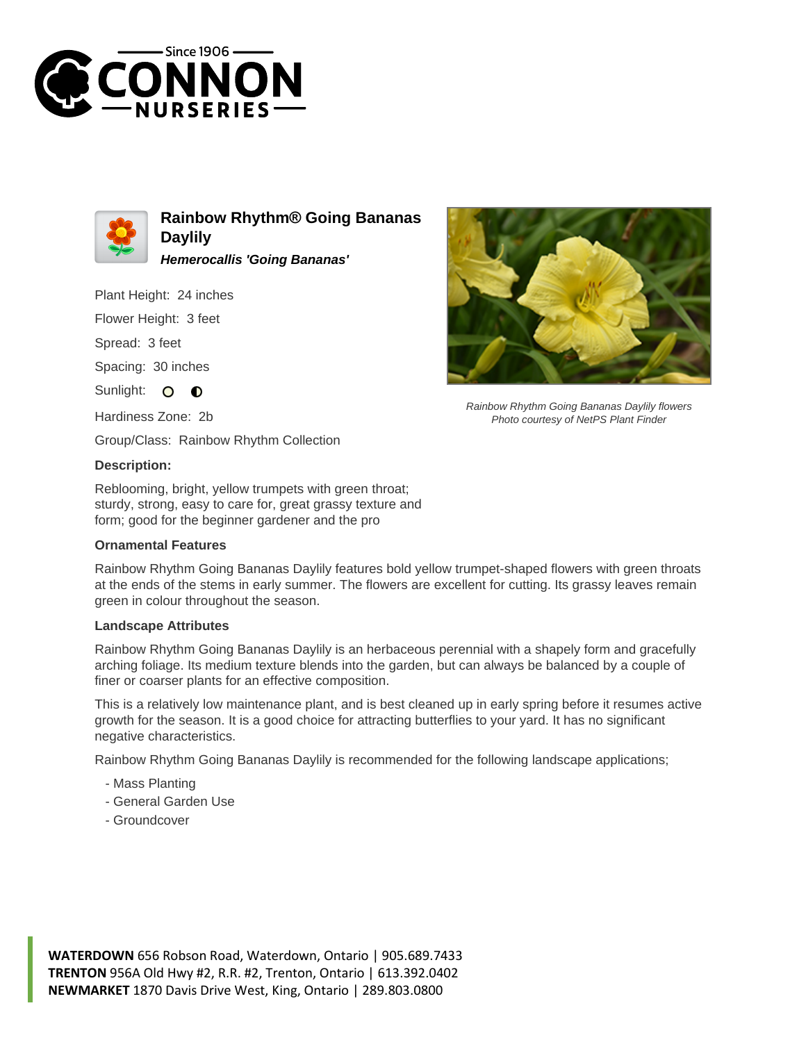# Rainbow Rhythm® Going Bananas Daylily

***Hemerocallis 'Going Bananas'***

Plant Height: 24 inches

Flower Height: 3 feet

Spread: 3 feet

Spacing: 30 inches

Sunlight: ○ ◐

Hardiness Zone: 2b

Group/Class: Rainbow Rhythm Collection

*Rainbow Rhythm Going Bananas Daylily flowers*
*Photo courtesy of NetPS Plant Finder*

### Description:

Reblooming, bright, yellow trumpets with green throat; sturdy, strong, easy to care for, great grassy texture and form; good for the beginner gardener and the pro

### Ornamental Features

Rainbow Rhythm Going Bananas Daylily features bold yellow trumpet-shaped flowers with green throats at the ends of the stems in early summer. The flowers are excellent for cutting. Its grassy leaves remain green in colour throughout the season.

### Landscape Attributes

Rainbow Rhythm Going Bananas Daylily is an herbaceous perennial with a shapely form and gracefully arching foliage. Its medium texture blends into the garden, but can always be balanced by a couple of finer or coarser plants for an effective composition.

This is a relatively low maintenance plant, and is best cleaned up in early spring before it resumes active growth for the season. It is a good choice for attracting butterflies to your yard. It has no significant negative characteristics.

Rainbow Rhythm Going Bananas Daylily is recommended for the following landscape applications;

- Mass Planting
- General Garden Use
- Groundcover

**WATERDOWN** 656 Robson Road, Waterdown, Ontario | 905.689.7433
**TRENTON** 956A Old Hwy #2, R.R. #2, Trenton, Ontario | 613.392.0402
**NEWMARKET** 1870 Davis Drive West, King, Ontario | 289.803.0800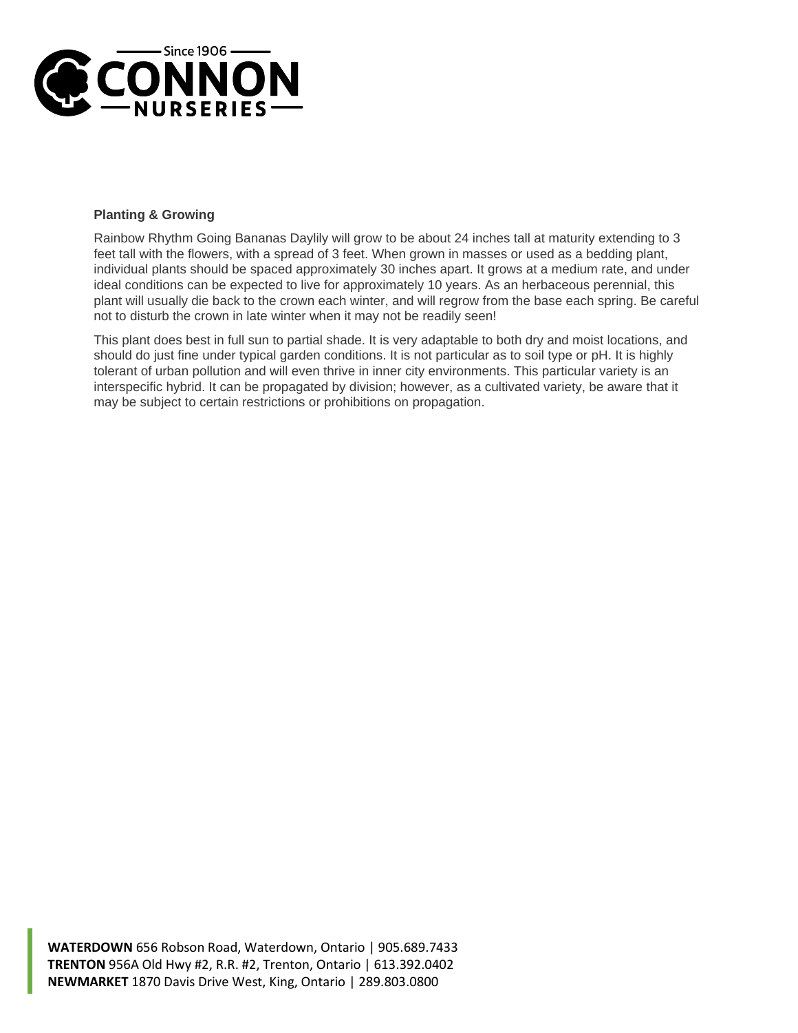**Planting & Growing**

Rainbow Rhythm Going Bananas Daylily will grow to be about 24 inches tall at maturity extending to 3 feet tall with the flowers, with a spread of 3 feet. When grown in masses or used as a bedding plant, individual plants should be spaced approximately 30 inches apart. It grows at a medium rate, and under ideal conditions can be expected to live for approximately 10 years. As an herbaceous perennial, this plant will usually die back to the crown each winter, and will regrow from the base each spring. Be careful not to disturb the crown in late winter when it may not be readily seen!

This plant does best in full sun to partial shade. It is very adaptable to both dry and moist locations, and should do just fine under typical garden conditions. It is not particular as to soil type or pH. It is highly tolerant of urban pollution and will even thrive in inner city environments. This particular variety is an interspecific hybrid. It can be propagated by division; however, as a cultivated variety, be aware that it may be subject to certain restrictions or prohibitions on propagation.